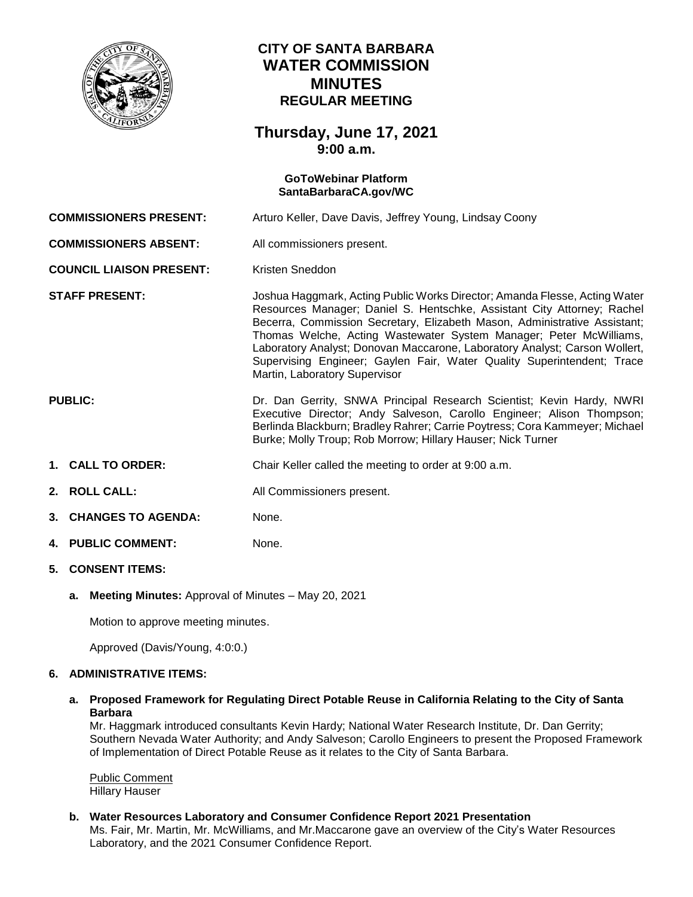# CITY OF SANTA BARBARA WATER COMMISSION MINUTES

## REGULAR MEETING

## Thursday, June 17, 2021
**9:00 a.m.**

**GoToWebinar Platform**
**SantaBarbaraCA.gov/WC**

**COMMISSIONERS PRESENT:** Arturo Keller, Dave Davis, Jeffrey Young, Lindsay Coony

**COMMISSIONERS ABSENT:** All commissioners present.

**COUNCIL LIAISON PRESENT:** Kristen Sneddon

**STAFF PRESENT:** Joshua Haggmark, Acting Public Works Director; Amanda Flesse, Acting Water Resources Manager; Daniel S. Hentschke, Assistant City Attorney; Rachel Becerra, Commission Secretary, Elizabeth Mason, Administrative Assistant; Thomas Welche, Acting Wastewater System Manager; Peter McWilliams, Laboratory Analyst; Donovan Maccarone, Laboratory Analyst; Carson Wollert, Supervising Engineer; Gaylen Fair, Water Quality Superintendent; Trace Martin, Laboratory Supervisor

**PUBLIC:** Dr. Dan Gerrity, SNWA Principal Research Scientist; Kevin Hardy, NWRI Executive Director; Andy Salveson, Carollo Engineer; Alison Thompson; Berlinda Blackburn; Bradley Rahrer; Carrie Poytress; Cora Kammeyer; Michael Burke; Molly Troup; Rob Morrow; Hillary Hauser; Nick Turner

1. **CALL TO ORDER:** Chair Keller called the meeting to order at 9:00 a.m.

2. **ROLL CALL:** All Commissioners present.

3. **CHANGES TO AGENDA:** None.

4. **PUBLIC COMMENT:** None.

5. **CONSENT ITEMS:**

   a. **Meeting Minutes:** Approval of Minutes – May 20, 2021

      Motion to approve meeting minutes.

      Approved (Davis/Young, 4:0:0.)

6. **ADMINISTRATIVE ITEMS:**

   a. **Proposed Framework for Regulating Direct Potable Reuse in California Relating to the City of Santa Barbara**
      Mr. Haggmark introduced consultants Kevin Hardy; National Water Research Institute, Dr. Dan Gerrity; Southern Nevada Water Authority; and Andy Salveson; Carollo Engineers to present the Proposed Framework of Implementation of Direct Potable Reuse as it relates to the City of Santa Barbara.

      Public Comment
      Hillary Hauser

   b. **Water Resources Laboratory and Consumer Confidence Report 2021 Presentation**
      Ms. Fair, Mr. Martin, Mr. McWilliams, and Mr.Maccarone gave an overview of the City's Water Resources Laboratory, and the 2021 Consumer Confidence Report.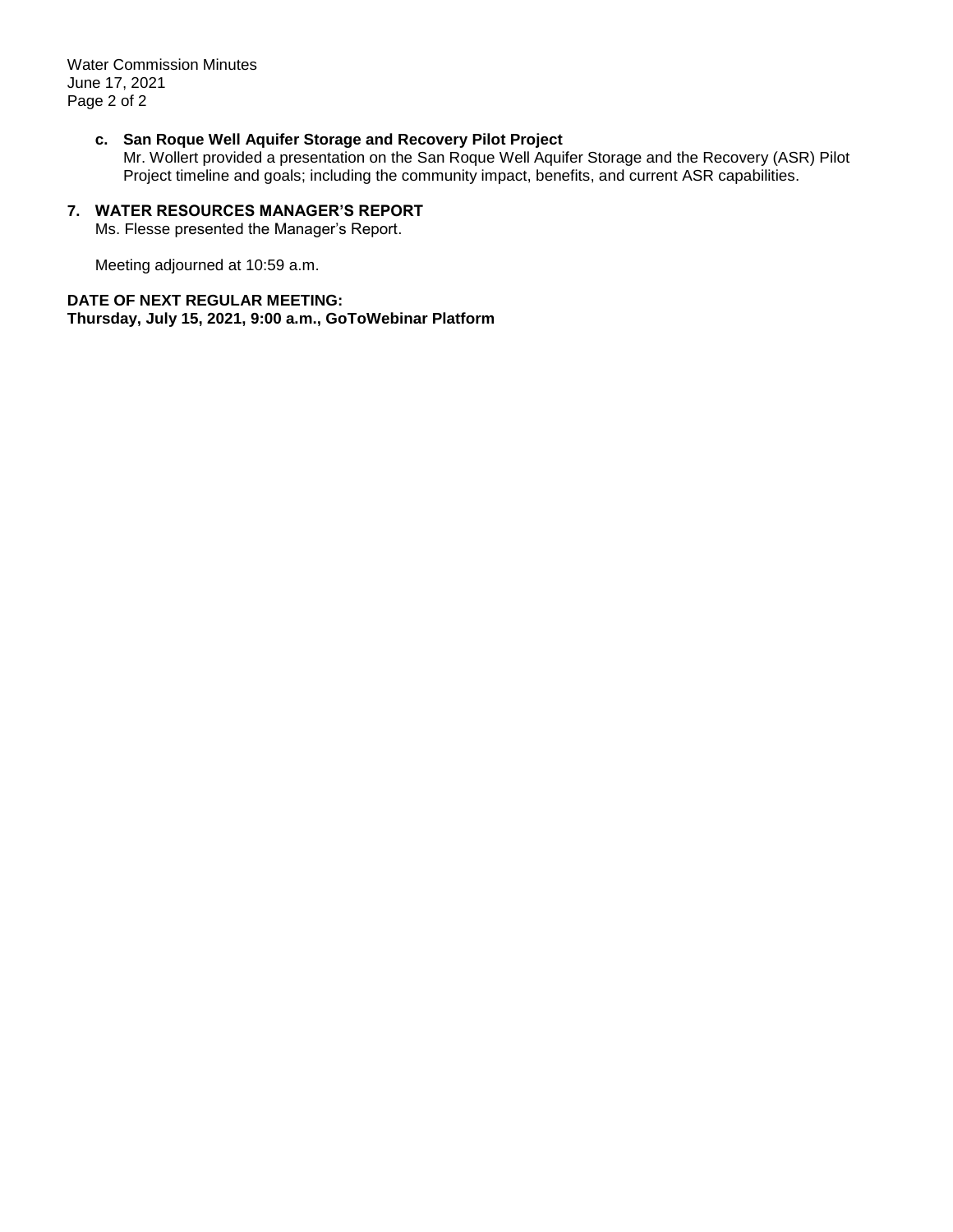**c. San Roque Well Aquifer Storage and Recovery Pilot Project**

Mr. Wollert provided a presentation on the San Roque Well Aquifer Storage and the Recovery (ASR) Pilot Project timeline and goals; including the community impact, benefits, and current ASR capabilities.

**7. WATER RESOURCES MANAGER'S REPORT**

Ms. Flesse presented the Manager's Report.

Meeting adjourned at 10:59 a.m.

**DATE OF NEXT REGULAR MEETING:**
**Thursday, July 15, 2021, 9:00 a.m., GoToWebinar Platform**